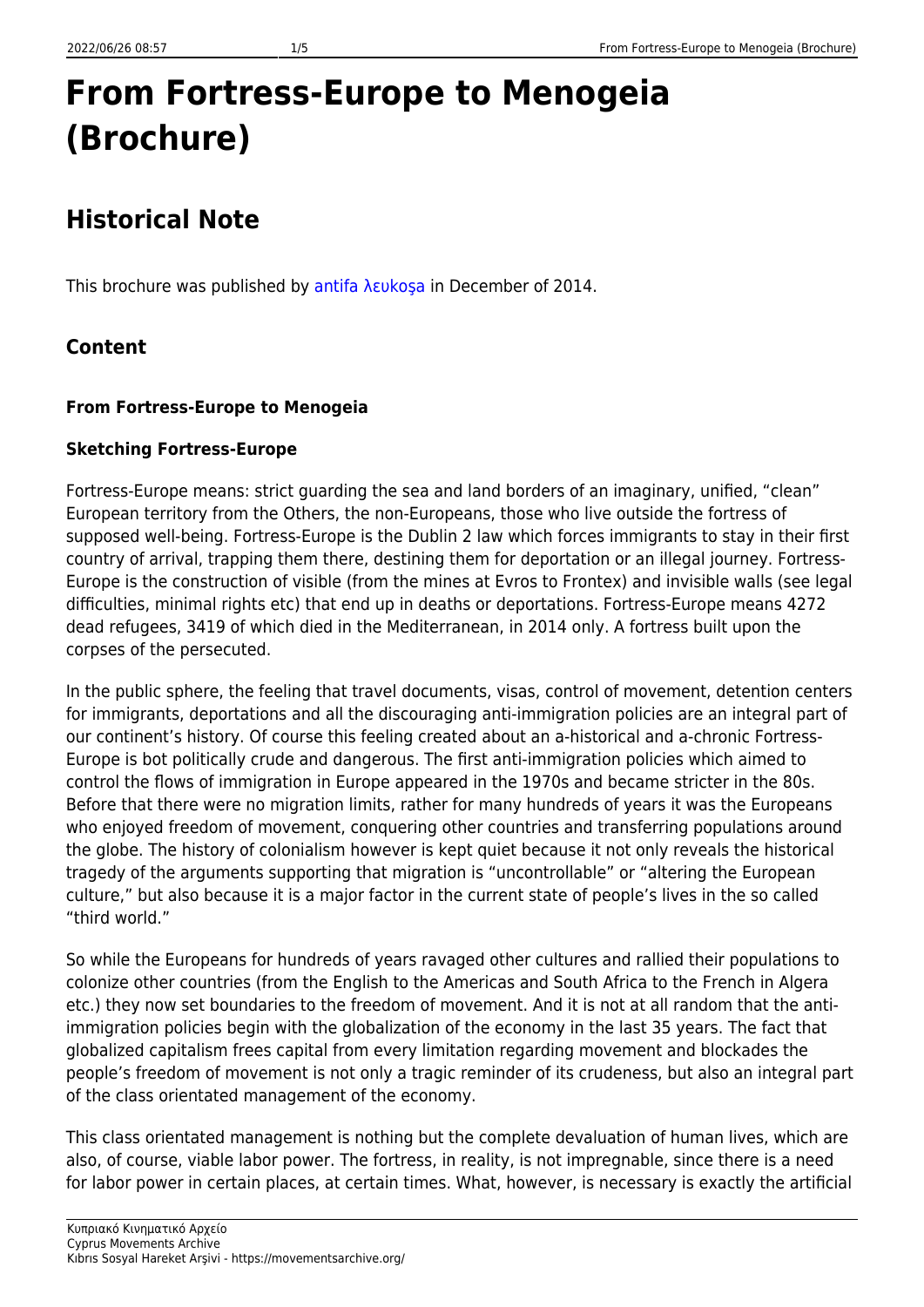# From Fortress-Europe to Menogeia (Brochure)

## Historical Note

This brochure was published by antifa λευkoşa in December of 2014.

### Content

#### From Fortress-Europe to Menogeia

#### Sketching Fortress-Europe

Fortress-Europe means: strict guarding the sea and land borders of an imaginary, unified, "clean" European territory from the Others, the non-Europeans, those who live outside the fortress of supposed well-being. Fortress-Europe is the Dublin 2 law which forces immigrants to stay in their first country of arrival, trapping them there, destining them for deportation or an illegal journey. Fortress-Europe is the construction of visible (from the mines at Evros to Frontex) and invisible walls (see legal difficulties, minimal rights etc) that end up in deaths or deportations. Fortress-Europe means 4272 dead refugees, 3419 of which died in the Mediterranean, in 2014 only. A fortress built upon the corpses of the persecuted.

In the public sphere, the feeling that travel documents, visas, control of movement, detention centers for immigrants, deportations and all the discouraging anti-immigration policies are an integral part of our continent's history. Of course this feeling created about an a-historical and a-chronic Fortress-Europe is bot politically crude and dangerous. The first anti-immigration policies which aimed to control the flows of immigration in Europe appeared in the 1970s and became stricter in the 80s. Before that there were no migration limits, rather for many hundreds of years it was the Europeans who enjoyed freedom of movement, conquering other countries and transferring populations around the globe. The history of colonialism however is kept quiet because it not only reveals the historical tragedy of the arguments supporting that migration is "uncontrollable" or "altering the European culture," but also because it is a major factor in the current state of people's lives in the so called "third world."

So while the Europeans for hundreds of years ravaged other cultures and rallied their populations to colonize other countries (from the English to the Americas and South Africa to the French in Algera etc.) they now set boundaries to the freedom of movement. And it is not at all random that the anti-immigration policies begin with the globalization of the economy in the last 35 years. The fact that globalized capitalism frees capital from every limitation regarding movement and blockades the people's freedom of movement is not only a tragic reminder of its crudeness, but also an integral part of the class orientated management of the economy.

This class orientated management is nothing but the complete devaluation of human lives, which are also, of course, viable labor power. The fortress, in reality, is not impregnable, since there is a need for labor power in certain places, at certain times. What, however, is necessary is exactly the artificial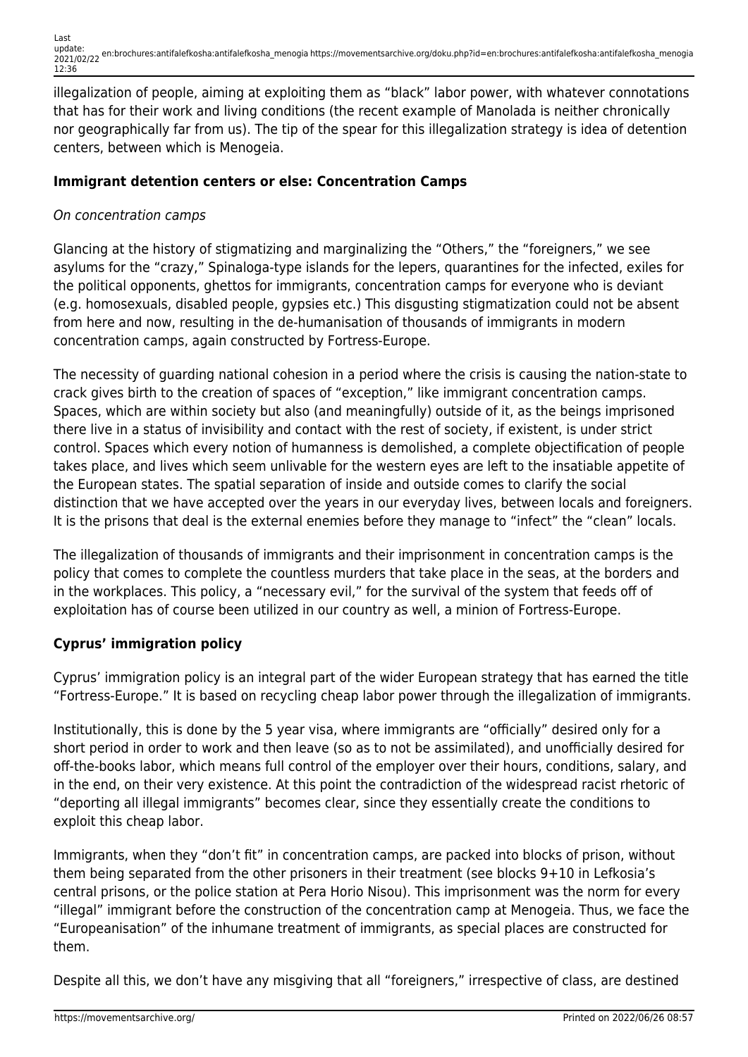illegalization of people, aiming at exploiting them as "black" labor power, with whatever connotations that has for their work and living conditions (the recent example of Manolada is neither chronically nor geographically far from us). The tip of the spear for this illegalization strategy is idea of detention centers, between which is Menogeia.

**Immigrant detention centers or else: Concentration Camps**

*On concentration camps*

Glancing at the history of stigmatizing and marginalizing the "Others," the "foreigners," we see asylums for the "crazy," Spinaloga-type islands for the lepers, quarantines for the infected, exiles for the political opponents, ghettos for immigrants, concentration camps for everyone who is deviant (e.g. homosexuals, disabled people, gypsies etc.) This disgusting stigmatization could not be absent from here and now, resulting in the de-humanisation of thousands of immigrants in modern concentration camps, again constructed by Fortress-Europe.

The necessity of guarding national cohesion in a period where the crisis is causing the nation-state to crack gives birth to the creation of spaces of "exception," like immigrant concentration camps. Spaces, which are within society but also (and meaningfully) outside of it, as the beings imprisoned there live in a status of invisibility and contact with the rest of society, if existent, is under strict control. Spaces which every notion of humanness is demolished, a complete objectification of people takes place, and lives which seem unlivable for the western eyes are left to the insatiable appetite of the European states. The spatial separation of inside and outside comes to clarify the social distinction that we have accepted over the years in our everyday lives, between locals and foreigners. It is the prisons that deal is the external enemies before they manage to "infect" the "clean" locals.

The illegalization of thousands of immigrants and their imprisonment in concentration camps is the policy that comes to complete the countless murders that take place in the seas, at the borders and in the workplaces. This policy, a "necessary evil," for the survival of the system that feeds off of exploitation has of course been utilized in our country as well, a minion of Fortress-Europe.

**Cyprus' immigration policy**

Cyprus' immigration policy is an integral part of the wider European strategy that has earned the title "Fortress-Europe." It is based on recycling cheap labor power through the illegalization of immigrants.

Institutionally, this is done by the 5 year visa, where immigrants are "officially" desired only for a short period in order to work and then leave (so as to not be assimilated), and unofficially desired for off-the-books labor, which means full control of the employer over their hours, conditions, salary, and in the end, on their very existence. At this point the contradiction of the widespread racist rhetoric of "deporting all illegal immigrants" becomes clear, since they essentially create the conditions to exploit this cheap labor.

Immigrants, when they "don't fit" in concentration camps, are packed into blocks of prison, without them being separated from the other prisoners in their treatment (see blocks 9+10 in Lefkosia's central prisons, or the police station at Pera Horio Nisou). This imprisonment was the norm for every "illegal" immigrant before the construction of the concentration camp at Menogeia. Thus, we face the "Europeanisation" of the inhumane treatment of immigrants, as special places are constructed for them.

Despite all this, we don't have any misgiving that all "foreigners," irrespective of class, are destined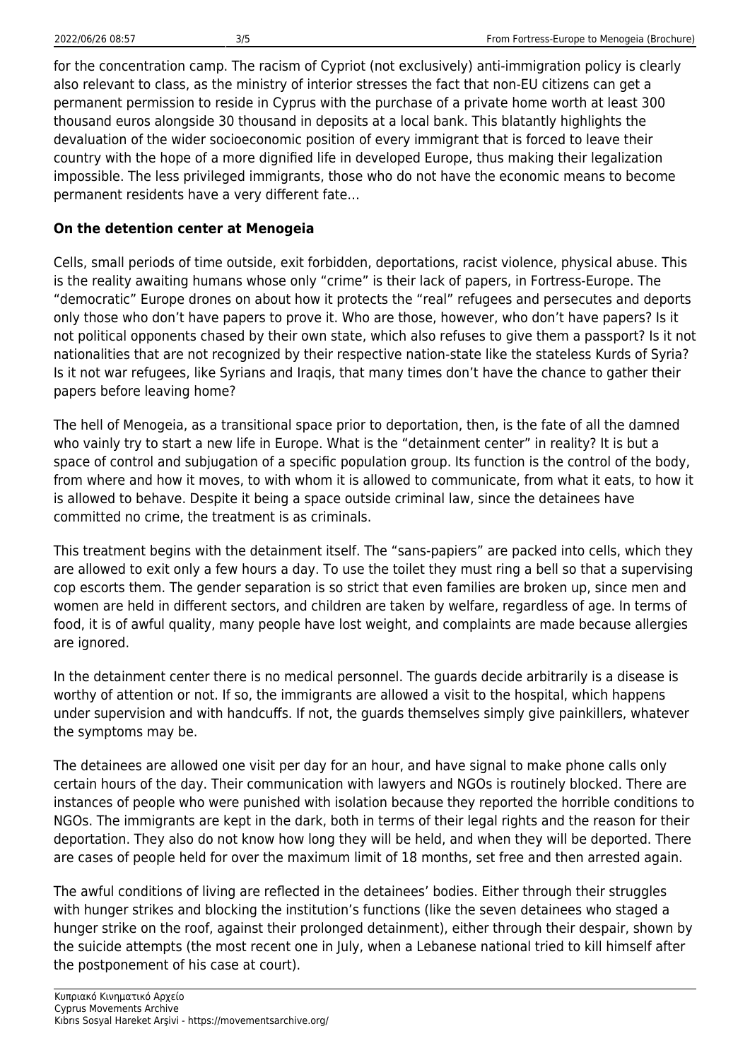for the concentration camp. The racism of Cypriot (not exclusively) anti-immigration policy is clearly also relevant to class, as the ministry of interior stresses the fact that non-EU citizens can get a permanent permission to reside in Cyprus with the purchase of a private home worth at least 300 thousand euros alongside 30 thousand in deposits at a local bank. This blatantly highlights the devaluation of the wider socioeconomic position of every immigrant that is forced to leave their country with the hope of a more dignified life in developed Europe, thus making their legalization impossible. The less privileged immigrants, those who do not have the economic means to become permanent residents have a very different fate…

**On the detention center at Menogeia**

Cells, small periods of time outside, exit forbidden, deportations, racist violence, physical abuse. This is the reality awaiting humans whose only "crime" is their lack of papers, in Fortress-Europe. The "democratic" Europe drones on about how it protects the "real" refugees and persecutes and deports only those who don't have papers to prove it. Who are those, however, who don't have papers? Is it not political opponents chased by their own state, which also refuses to give them a passport? Is it not nationalities that are not recognized by their respective nation-state like the stateless Kurds of Syria? Is it not war refugees, like Syrians and Iraqis, that many times don't have the chance to gather their papers before leaving home?

The hell of Menogeia, as a transitional space prior to deportation, then, is the fate of all the damned who vainly try to start a new life in Europe. What is the "detainment center" in reality? It is but a space of control and subjugation of a specific population group. Its function is the control of the body, from where and how it moves, to with whom it is allowed to communicate, from what it eats, to how it is allowed to behave. Despite it being a space outside criminal law, since the detainees have committed no crime, the treatment is as criminals.

This treatment begins with the detainment itself. The "sans-papiers" are packed into cells, which they are allowed to exit only a few hours a day. To use the toilet they must ring a bell so that a supervising cop escorts them. The gender separation is so strict that even families are broken up, since men and women are held in different sectors, and children are taken by welfare, regardless of age. In terms of food, it is of awful quality, many people have lost weight, and complaints are made because allergies are ignored.

In the detainment center there is no medical personnel. The guards decide arbitrarily is a disease is worthy of attention or not. If so, the immigrants are allowed a visit to the hospital, which happens under supervision and with handcuffs. If not, the guards themselves simply give painkillers, whatever the symptoms may be.

The detainees are allowed one visit per day for an hour, and have signal to make phone calls only certain hours of the day. Their communication with lawyers and NGOs is routinely blocked. There are instances of people who were punished with isolation because they reported the horrible conditions to NGOs. The immigrants are kept in the dark, both in terms of their legal rights and the reason for their deportation. They also do not know how long they will be held, and when they will be deported. There are cases of people held for over the maximum limit of 18 months, set free and then arrested again.

The awful conditions of living are reflected in the detainees' bodies. Either through their struggles with hunger strikes and blocking the institution's functions (like the seven detainees who staged a hunger strike on the roof, against their prolonged detainment), either through their despair, shown by the suicide attempts (the most recent one in July, when a Lebanese national tried to kill himself after the postponement of his case at court).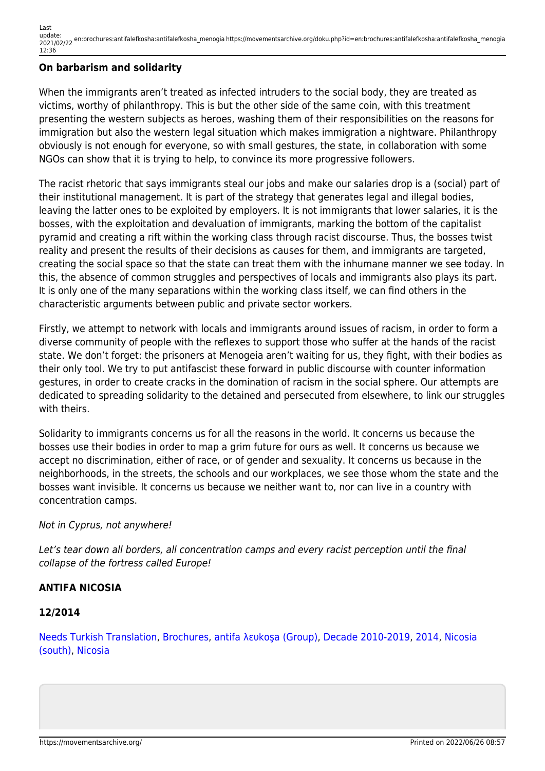### On barbarism and solidarity

When the immigrants aren't treated as infected intruders to the social body, they are treated as victims, worthy of philanthropy. This is but the other side of the same coin, with this treatment presenting the western subjects as heroes, washing them of their responsibilities on the reasons for immigration but also the western legal situation which makes immigration a nightware. Philanthropy obviously is not enough for everyone, so with small gestures, the state, in collaboration with some NGOs can show that it is trying to help, to convince its more progressive followers.

The racist rhetoric that says immigrants steal our jobs and make our salaries drop is a (social) part of their institutional management. It is part of the strategy that generates legal and illegal bodies, leaving the latter ones to be exploited by employers. It is not immigrants that lower salaries, it is the bosses, with the exploitation and devaluation of immigrants, marking the bottom of the capitalist pyramid and creating a rift within the working class through racist discourse. Thus, the bosses twist reality and present the results of their decisions as causes for them, and immigrants are targeted, creating the social space so that the state can treat them with the inhumane manner we see today. In this, the absence of common struggles and perspectives of locals and immigrants also plays its part. It is only one of the many separations within the working class itself, we can find others in the characteristic arguments between public and private sector workers.

Firstly, we attempt to network with locals and immigrants around issues of racism, in order to form a diverse community of people with the reflexes to support those who suffer at the hands of the racist state. We don't forget: the prisoners at Menogeia aren't waiting for us, they fight, with their bodies as their only tool. We try to put antifascist these forward in public discourse with counter information gestures, in order to create cracks in the domination of racism in the social sphere. Our attempts are dedicated to spreading solidarity to the detained and persecuted from elsewhere, to link our struggles with theirs.

Solidarity to immigrants concerns us for all the reasons in the world. It concerns us because the bosses use their bodies in order to map a grim future for ours as well. It concerns us because we accept no discrimination, either of race, or of gender and sexuality. It concerns us because in the neighborhoods, in the streets, the schools and our workplaces, we see those whom the state and the bosses want invisible. It concerns us because we neither want to, nor can live in a country with concentration camps.

*Not in Cyprus, not anywhere!*

*Let's tear down all borders, all concentration camps and every racist perception until the final collapse of the fortress called Europe!*

**ANTIFA NICOSIA**

**12/2014**

Needs Turkish Translation, Brochures, antifa λευkoşa (Group), Decade 2010-2019, 2014, Nicosia (south), Nicosia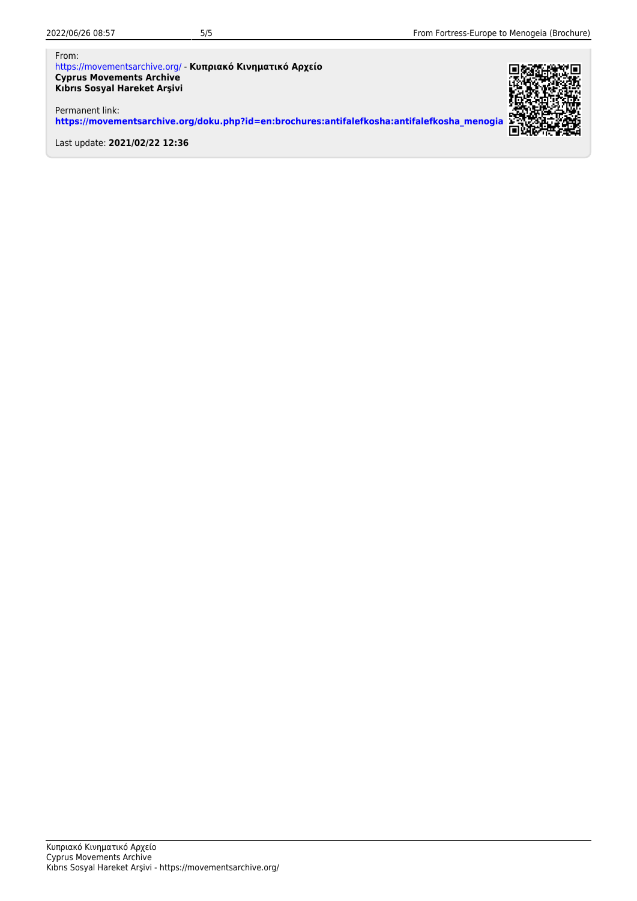From:
https://movementsarchive.org/ - **Κυπριακό Κινηματικό Αρχείο**
**Cyprus Movements Archive**
**Kıbrıs Sosyal Hareket Arşivi**

Permanent link:
**https://movementsarchive.org/doku.php?id=en:brochures:antifalefkosha:antifalefkosha_menogia**

Last update: **2021/02/22 12:36**